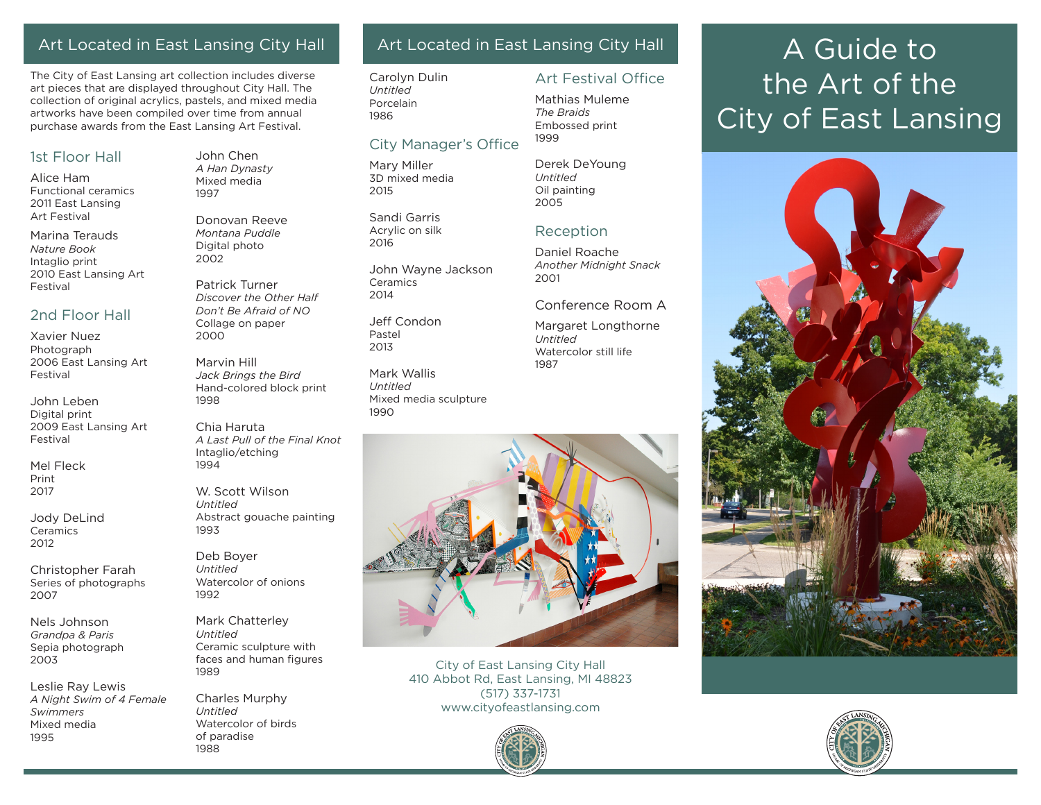## Art Located in East Lansing City Hall

The City of East Lansing art collection includes diverse art pieces that are displayed throughout City Hall. The collection of original acrylics, pastels, and mixed media artworks have been compiled over time from annual purchase awards from the East Lansing Art Festival.

### 1st Floor Hall

Alice Ham
Functional ceramics
2011 East Lansing Art Festival

Marina Terauds
*Nature Book*
Intaglio print
2010 East Lansing Art Festival

### 2nd Floor Hall

Xavier Nuez
Photograph
2006 East Lansing Art Festival

John Leben
Digital print
2009 East Lansing Art Festival

Mel Fleck
Print
2017

Jody DeLind
Ceramics
2012

Christopher Farah
Series of photographs
2007

Nels Johnson
*Grandpa & Paris*
Sepia photograph
2003

Leslie Ray Lewis
*A Night Swim of 4 Female Swimmers*
Mixed media
1995

John Chen
*A Han Dynasty*
Mixed media
1997

Donovan Reeve
*Montana Puddle*
Digital photo
2002

Patrick Turner
*Discover the Other Half Don't Be Afraid of NO*
Collage on paper
2000

Marvin Hill
*Jack Brings the Bird*
Hand-colored block print
1998

Chia Haruta
*A Last Pull of the Final Knot*
Intaglio/etching
1994

W. Scott Wilson
*Untitled*
Abstract gouache painting
1993

Deb Boyer
*Untitled*
Watercolor of onions
1992

Mark Chatterley
*Untitled*
Ceramic sculpture with faces and human figures
1989

Charles Murphy
*Untitled*
Watercolor of birds of paradise
1988

## Art Located in East Lansing City Hall

Carolyn Dulin
*Untitled*
Porcelain
1986

### City Manager's Office

Mary Miller
3D mixed media
2015

Sandi Garris
Acrylic on silk
2016

John Wayne Jackson
Ceramics
2014

Jeff Condon
Pastel
2013

Mark Wallis
*Untitled*
Mixed media sculpture
1990

### Art Festival Office

Mathias Muleme
*The Braids*
Embossed print
1999

Derek DeYoung
*Untitled*
Oil painting
2005

### Reception

Daniel Roache
*Another Midnight Snack*
2001

### Conference Room A

Margaret Longthorne
*Untitled*
Watercolor still life
1987

City of East Lansing City Hall
410 Abbot Rd, East Lansing, MI 48823
(517) 337-1731
www.cityofeastlansing.com

# A Guide to the Art of the City of East Lansing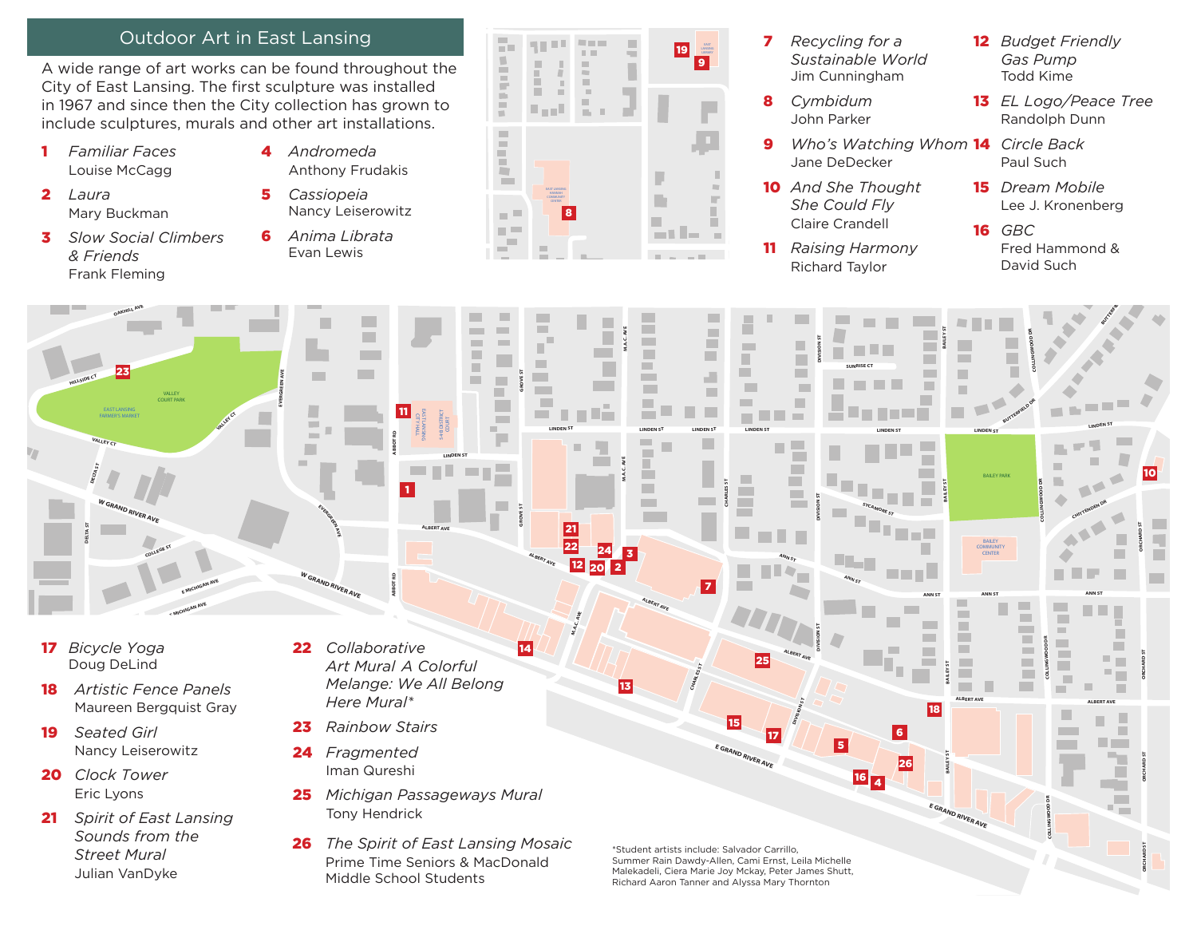## Outdoor Art in East Lansing

A wide range of art works can be found throughout the City of East Lansing. The first sculpture was installed in 1967 and since then the City collection has grown to include sculptures, murals and other art installations.

1. *Familiar Faces*
   Louise McCagg
2. *Laura*
   Mary Buckman
3. *Slow Social Climbers & Friends*
   Frank Fleming
4. *Andromeda*
   Anthony Frudakis
5. *Cassiopeia*
   Nancy Leiserowitz
6. *Anima Librata*
   Evan Lewis
7. *Recycling for a Sustainable World*
   Jim Cunningham
8. *Cymbidum*
   John Parker
9. *Who's Watching Whom*
   Jane DeDecker
10. *And She Thought She Could Fly*
    Claire Crandell
11. *Raising Harmony*
    Richard Taylor
12. *Budget Friendly Gas Pump*
    Todd Kime
13. *EL Logo/Peace Tree*
    Randolph Dunn
14. *Circle Back*
    Paul Such
15. *Dream Mobile*
    Lee J. Kronenberg
16. *GBC*
    Fred Hammond & David Such
17. *Bicycle Yoga*
    Doug DeLind
18. *Artistic Fence Panels*
    Maureen Bergquist Gray
19. *Seated Girl*
    Nancy Leiserowitz
20. *Clock Tower*
    Eric Lyons
21. *Spirit of East Lansing Sounds from the Street Mural*
    Julian VanDyke
22. *Collaborative Art Mural A Colorful Melange: We All Belong Here Mural**
23. *Rainbow Stairs*
24. *Fragmented*
    Iman Qureshi
25. *Michigan Passageways Mural*
    Tony Hendrick
26. *The Spirit of East Lansing Mosaic*
    Prime Time Seniors & MacDonald Middle School Students

*Student artists include: Salvador Carrillo, Summer Rain Dawdy-Allen, Cami Ernst, Leila Michelle Malekadeli, Ciera Marie Joy Mckay, Peter James Shutt, Richard Aaron Tanner and Alyssa Mary Thornton